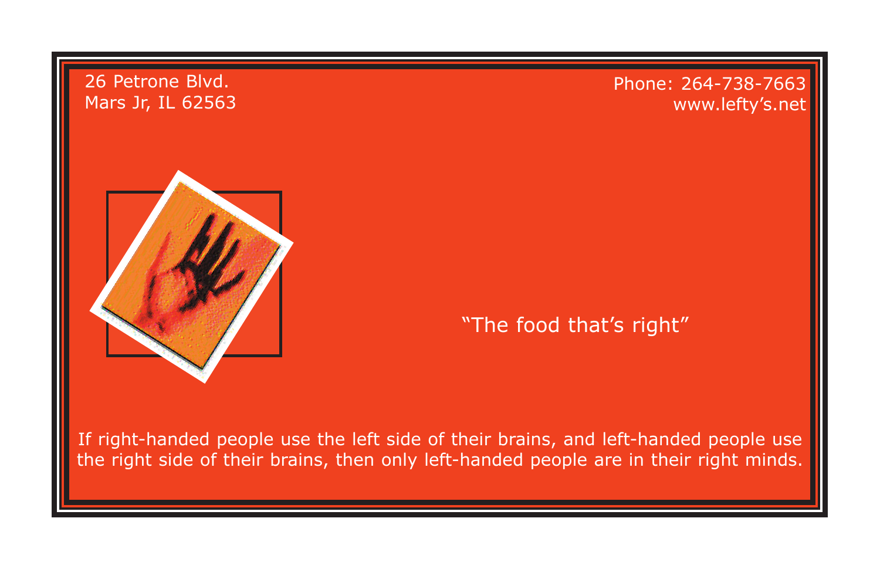26 Petrone Blvd.
Mars Jr, IL 62563

Phone: 264-738-7663
www.lefty's.net

"The food that's right"

If right-handed people use the left side of their brains, and left-handed people use the right side of their brains, then only left-handed people are in their right minds.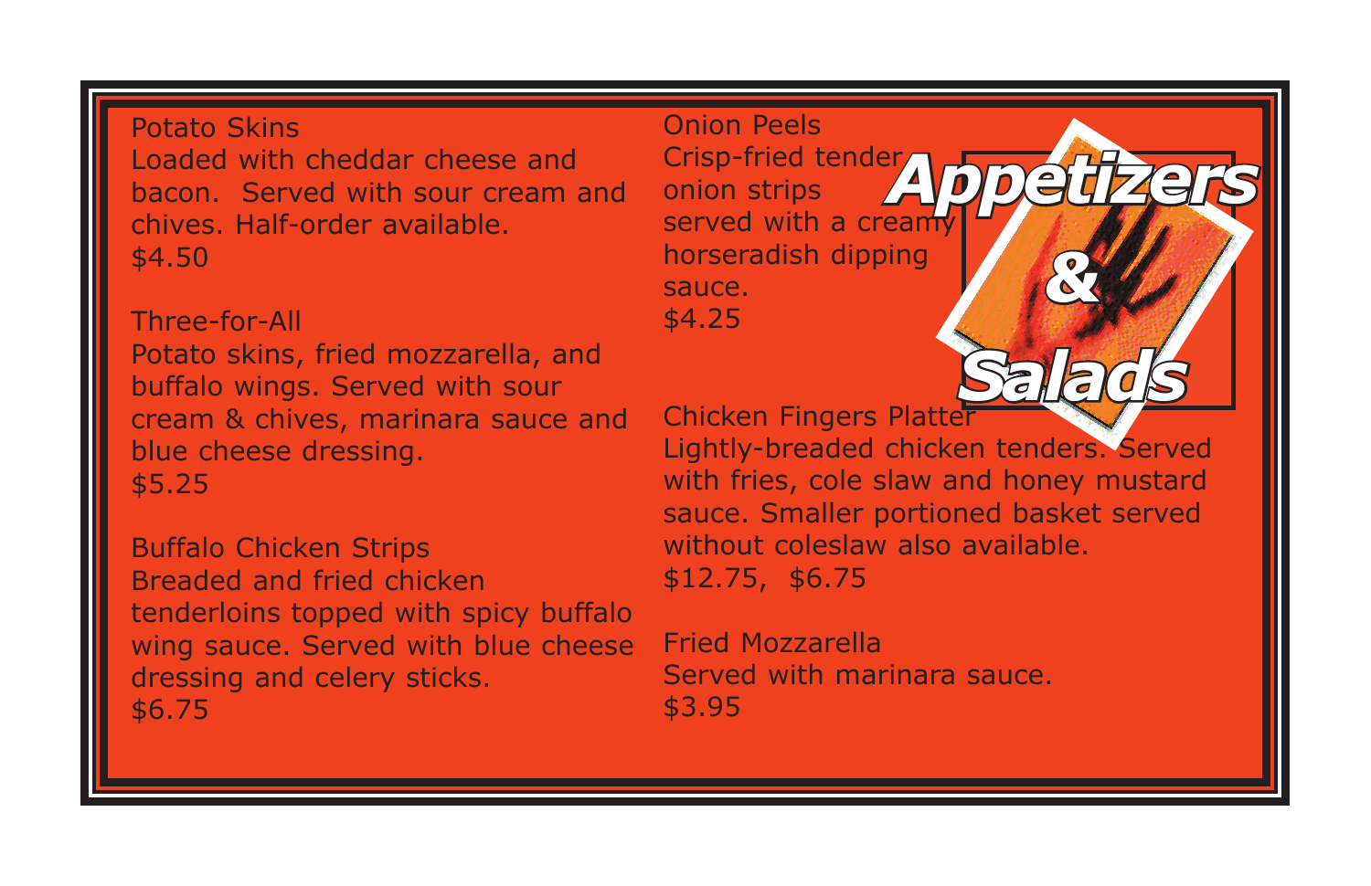# Appetizers & Salads

**Potato Skins**
Loaded with cheddar cheese and bacon. Served with sour cream and chives. Half-order available.
$4.50

**Three-for-All**
Potato skins, fried mozzarella, and buffalo wings. Served with sour cream & chives, marinara sauce and blue cheese dressing.
$5.25

**Buffalo Chicken Strips**
Breaded and fried chicken tenderloins topped with spicy buffalo wing sauce. Served with blue cheese dressing and celery sticks.
$6.75

**Onion Peels**
Crisp-fried tender onion strips served with a creamy horseradish dipping sauce.
$4.25

**Chicken Fingers Platter**
Lightly-breaded chicken tenders. Served with fries, cole slaw and honey mustard sauce. Smaller portioned basket served without coleslaw also available.
$12.75, $6.75

**Fried Mozzarella**
Served with marinara sauce.
$3.95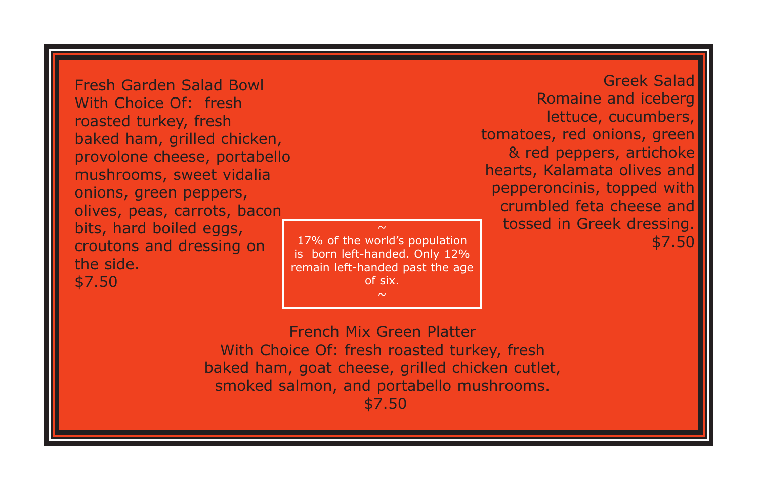## Fresh Garden Salad Bowl

With Choice Of: fresh roasted turkey, fresh baked ham, grilled chicken, provolone cheese, portabello mushrooms, sweet vidalia onions, green peppers, olives, peas, carrots, bacon bits, hard boiled eggs, croutons and dressing on the side.

$7.50

## Greek Salad

Romaine and iceberg lettuce, cucumbers, tomatoes, red onions, green & red peppers, artichoke hearts, Kalamata olives and pepperoncinis, topped with crumbled feta cheese and tossed in Greek dressing.

$7.50

~

17% of the world's population is born left-handed. Only 12% remain left-handed past the age of six.

~

## French Mix Green Platter

With Choice Of: fresh roasted turkey, fresh baked ham, goat cheese, grilled chicken cutlet, smoked salmon, and portabello mushrooms.

$7.50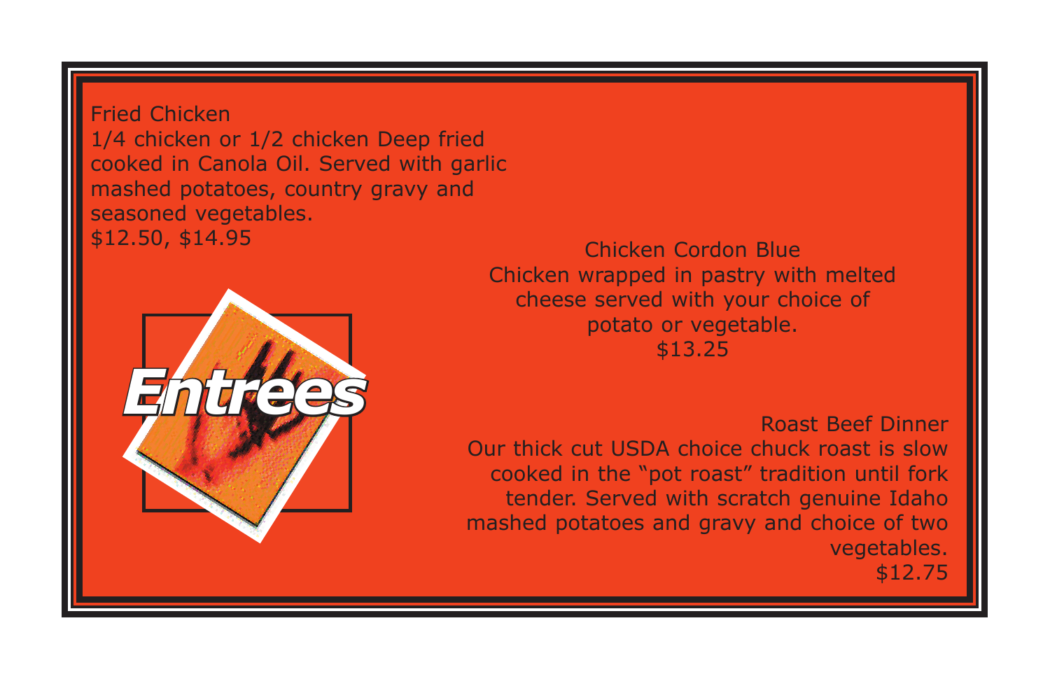# Entrees

## Fried Chicken

1/4 chicken or 1/2 chicken Deep fried cooked in Canola Oil. Served with garlic mashed potatoes, country gravy and seasoned vegetables.

$12.50, $14.95

## Chicken Cordon Blue

Chicken wrapped in pastry with melted cheese served with your choice of potato or vegetable.

$13.25

## Roast Beef Dinner

Our thick cut USDA choice chuck roast is slow cooked in the "pot roast" tradition until fork tender. Served with scratch genuine Idaho mashed potatoes and gravy and choice of two vegetables.

$12.75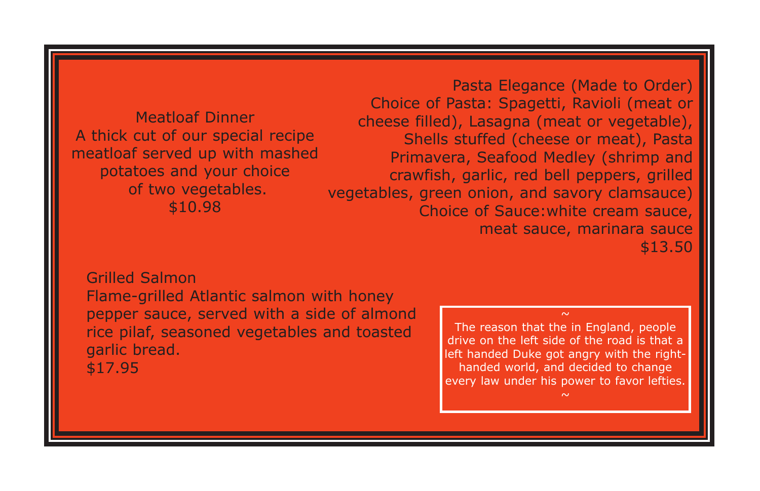### Meatloaf Dinner

A thick cut of our special recipe meatloaf served up with mashed potatoes and your choice of two vegetables.

$10.98

### Pasta Elegance (Made to Order)

Choice of Pasta: Spagetti, Ravioli (meat or cheese filled), Lasagna (meat or vegetable), Shells stuffed (cheese or meat), Pasta Primavera, Seafood Medley (shrimp and crawfish, garlic, red bell peppers, grilled vegetables, green onion, and savory clamsauce)

Choice of Sauce:white cream sauce, meat sauce, marinara sauce

$13.50

### Grilled Salmon

Flame-grilled Atlantic salmon with honey pepper sauce, served with a side of almond rice pilaf, seasoned vegetables and toasted garlic bread.

$17.95

~

The reason that the in England, people drive on the left side of the road is that a left handed Duke got angry with the right-handed world, and decided to change every law under his power to favor lefties.

~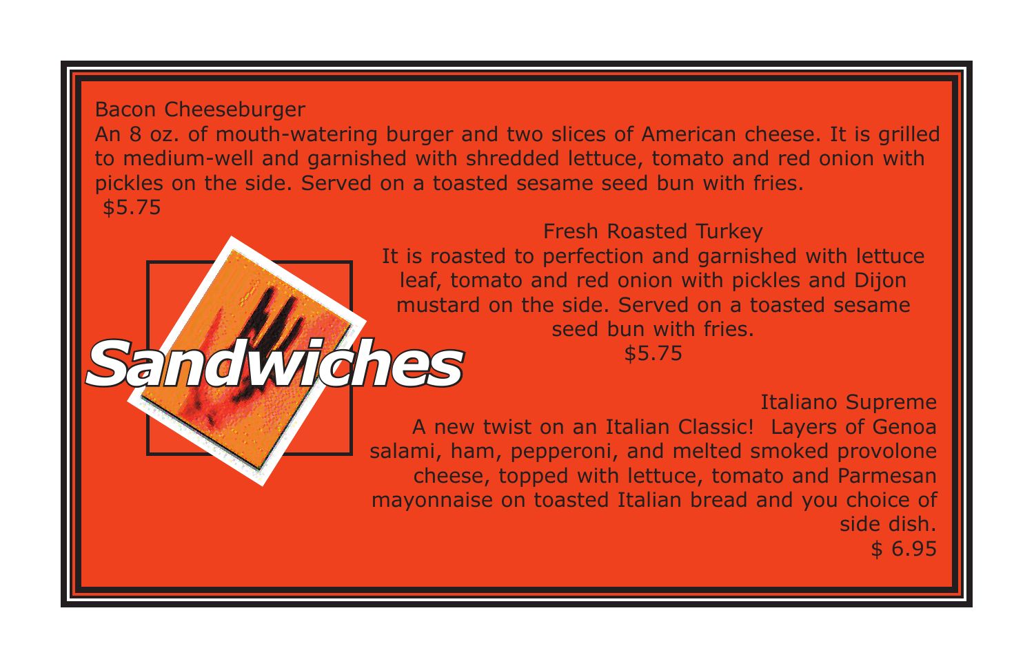# Sandwiches

Bacon Cheeseburger

An 8 oz. of mouth-watering burger and two slices of American cheese. It is grilled to medium-well and garnished with shredded lettuce, tomato and red onion with pickles on the side. Served on a toasted sesame seed bun with fries.

$5.75

Fresh Roasted Turkey

It is roasted to perfection and garnished with lettuce leaf, tomato and red onion with pickles and Dijon mustard on the side. Served on a toasted sesame seed bun with fries.

$5.75

Italiano Supreme

A new twist on an Italian Classic! Layers of Genoa salami, ham, pepperoni, and melted smoked provolone cheese, topped with lettuce, tomato and Parmesan mayonnaise on toasted Italian bread and you choice of side dish.

$ 6.95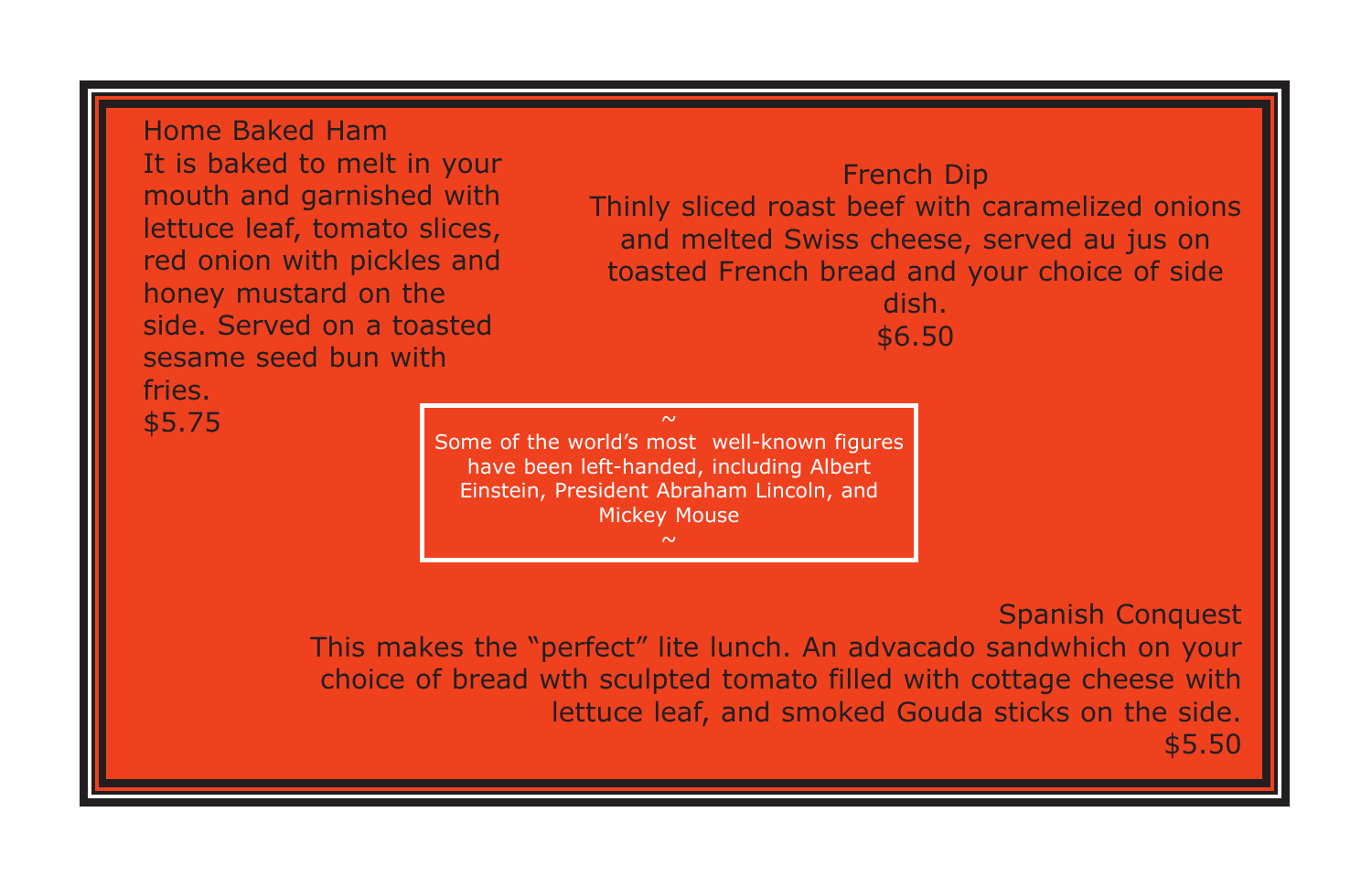Home Baked Ham

It is baked to melt in your mouth and garnished with lettuce leaf, tomato slices, red onion with pickles and honey mustard on the side. Served on a toasted sesame seed bun with fries.

$5.75

French Dip

Thinly sliced roast beef with caramelized onions and melted Swiss cheese, served au jus on toasted French bread and your choice of side dish.

$6.50

~

Some of the world’s most well-known figures have been left-handed, including Albert Einstein, President Abraham Lincoln, and Mickey Mouse

~

Spanish Conquest

This makes the “perfect” lite lunch. An advacado sandwhich on your choice of bread wth sculpted tomato filled with cottage cheese with lettuce leaf, and smoked Gouda sticks on the side.

$5.50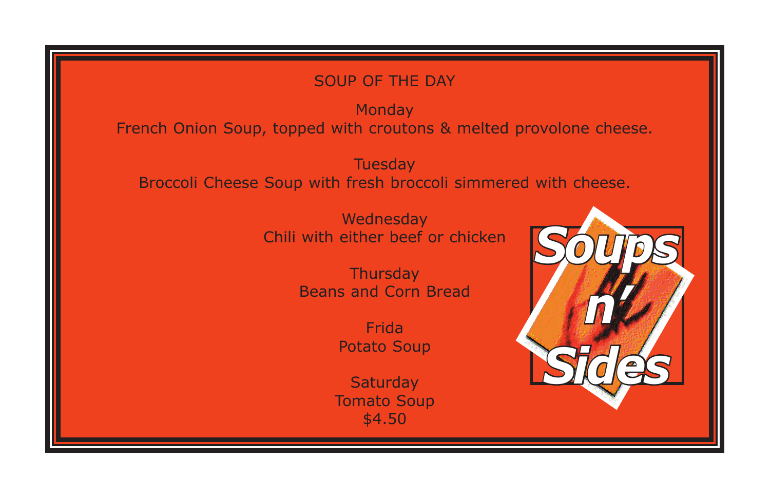# SOUP OF THE DAY

Monday
French Onion Soup, topped with croutons & melted provolone cheese.

Tuesday
Broccoli Cheese Soup with fresh broccoli simmered with cheese.

Wednesday
Chili with either beef or chicken

Thursday
Beans and Corn Bread

Frida
Potato Soup

Saturday
Tomato Soup
$4.50

**Soups n' Sides**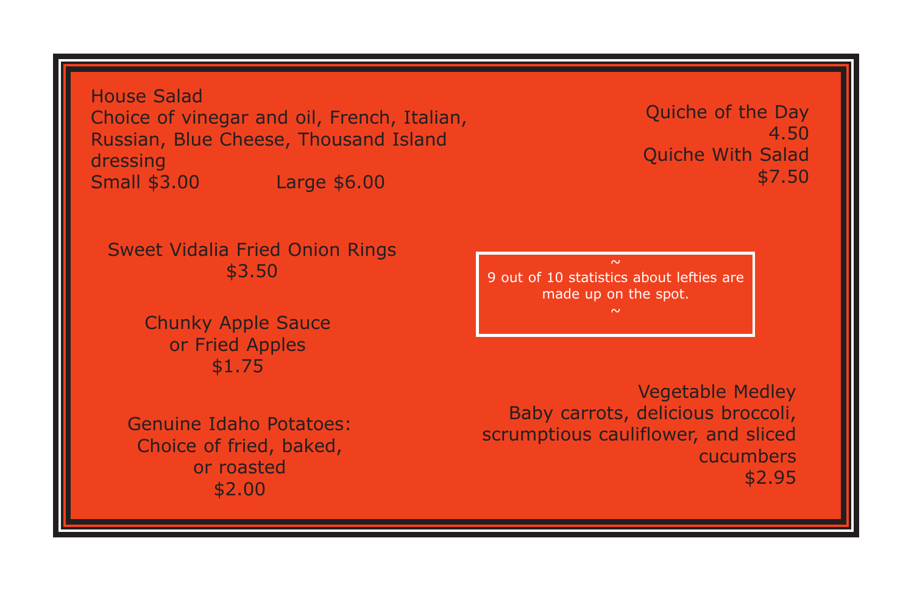House Salad
Choice of vinegar and oil, French, Italian, Russian, Blue Cheese, Thousand Island dressing
Small $3.00 Large $6.00

Quiche of the Day
4.50
Quiche With Salad
$7.50

Sweet Vidalia Fried Onion Rings
$3.50

Chunky Apple Sauce
or Fried Apples
$1.75

Genuine Idaho Potatoes:
Choice of fried, baked,
or roasted
$2.00

~
9 out of 10 statistics about lefties are made up on the spot.
~

Vegetable Medley
Baby carrots, delicious broccoli, scrumptious cauliflower, and sliced cucumbers
$2.95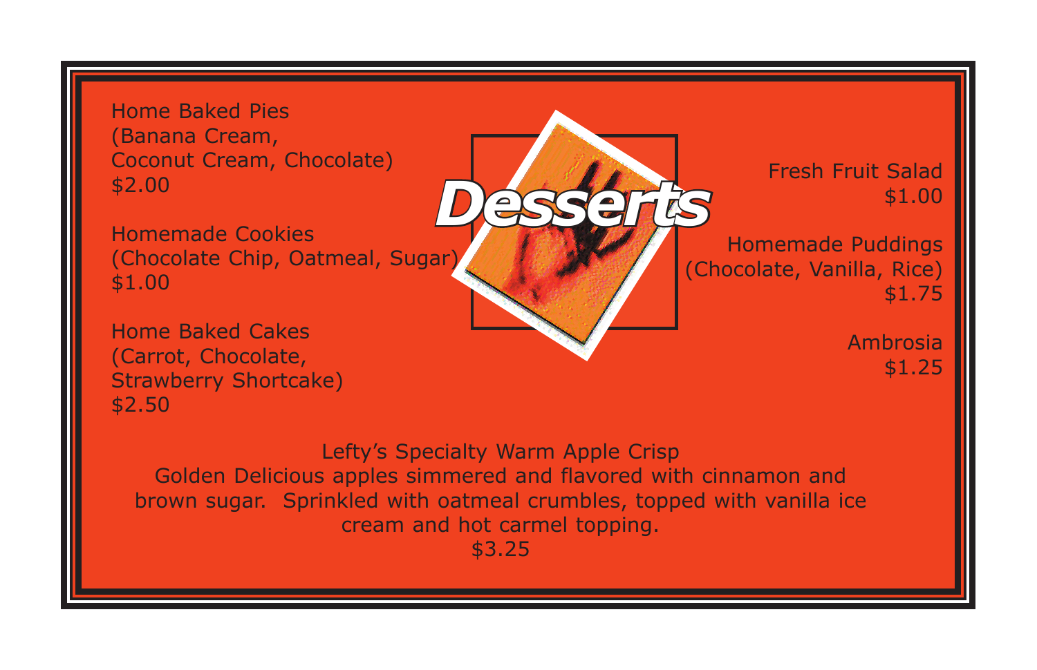# Desserts

Home Baked Pies
(Banana Cream,
Coconut Cream, Chocolate)
$2.00

Homemade Cookies
(Chocolate Chip, Oatmeal, Sugar)
$1.00

Home Baked Cakes
(Carrot, Chocolate,
Strawberry Shortcake)
$2.50

Fresh Fruit Salad
$1.00

Homemade Puddings
(Chocolate, Vanilla, Rice)
$1.75

Ambrosia
$1.25

Lefty's Specialty Warm Apple Crisp
Golden Delicious apples simmered and flavored with cinnamon and brown sugar. Sprinkled with oatmeal crumbles, topped with vanilla ice cream and hot carmel topping.
$3.25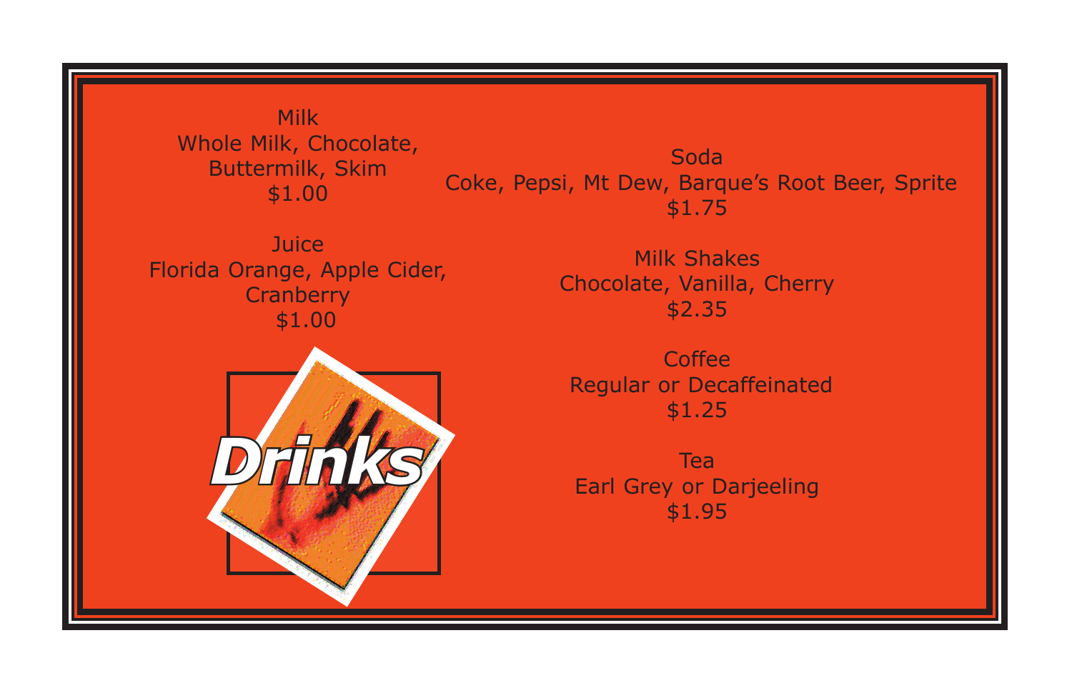# Drinks

Milk
Whole Milk, Chocolate, Buttermilk, Skim
$1.00

Juice
Florida Orange, Apple Cider, Cranberry
$1.00

Soda
Coke, Pepsi, Mt Dew, Barque's Root Beer, Sprite
$1.75

Milk Shakes
Chocolate, Vanilla, Cherry
$2.35

Coffee
Regular or Decaffeinated
$1.25

Tea
Earl Grey or Darjeeling
$1.95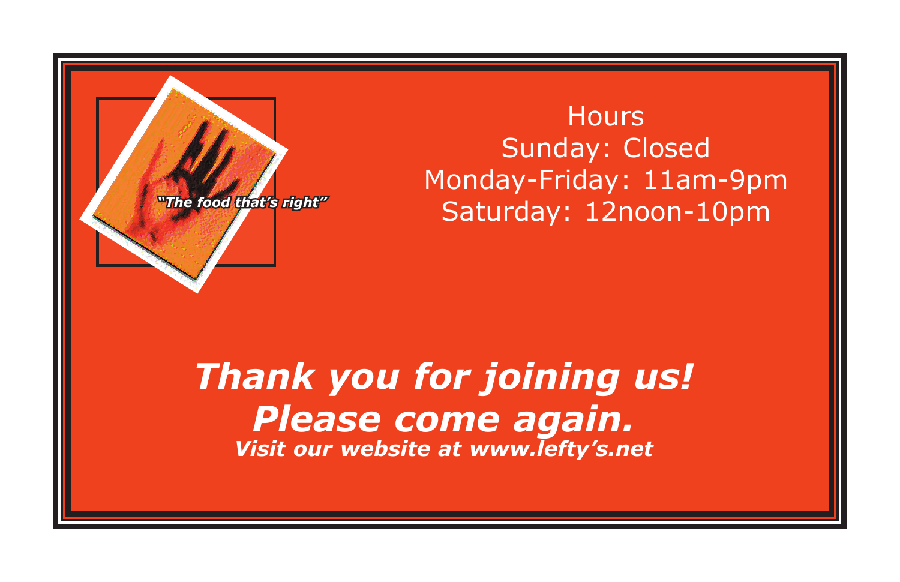*"The food that's right"*

Hours
Sunday: Closed
Monday-Friday: 11am-9pm
Saturday: 12noon-10pm

***Thank you for joining us!***
***Please come again.***
***Visit our website at www.lefty's.net***